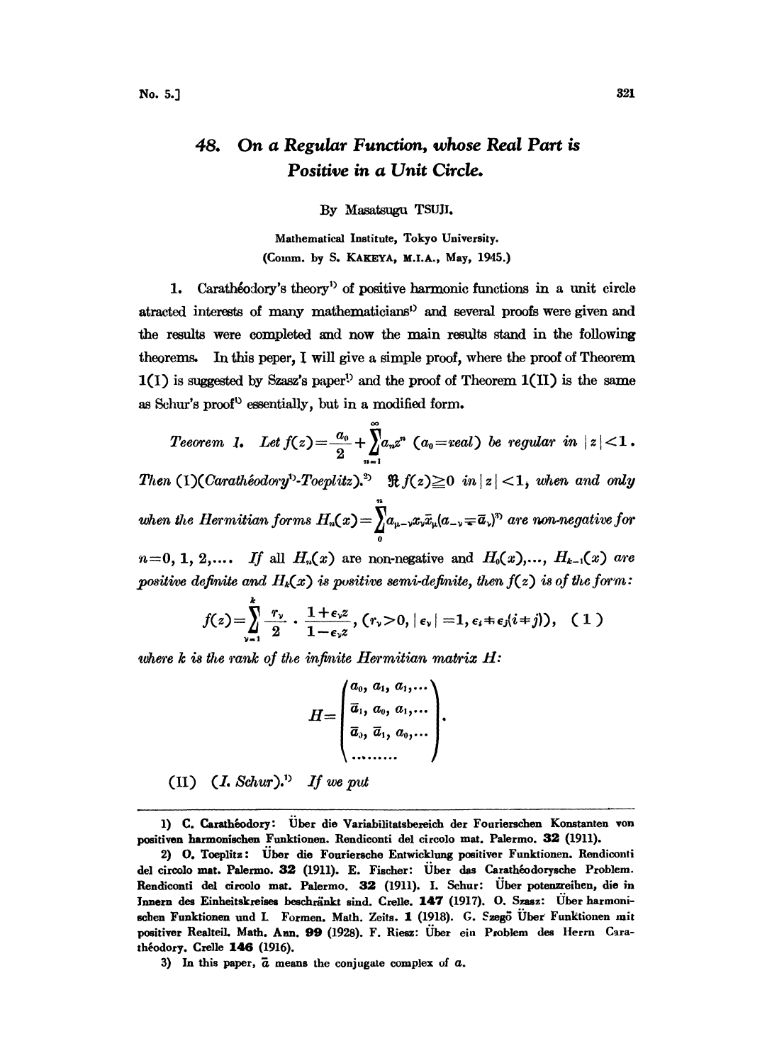# 48. On a Regular Function, whose Real Part is Positive in a Unit Circle.

By Masatsugu TSUJI.

Mathematical Institute, Tokyo University.
(Comm. by S. KAKEYA, M.I.A., May, 1945.)

**1.** Carathéodory's theory[1] of positive harmonic functions in a unit circle atracted interests of many mathematicians[2] and several proofs were given and the results were completed and now the main results stand in the following theorems. In this peper, I will give a simple proof, where the proof of Theorem 1(I) is suggested by Szasz's paper[2] and the proof of Theorem 1(II) is the same as Schur's proof[2] essentially, but in a modified form.

*Teeorem 1.* *Let* $f(z)=\dfrac{a_0}{2}+\sum_{n=1}^{\infty}a_n z^n$ ($a_0$=*real*) *be regular in* $|z|<1$. *Then* (I)(*Carathéodory*[1]*-Toeplitz*).[2] $\Re f(z)\geqq 0$ *in* $|z|<1$, *when and only when the Hermitian forms* $H_n(x)=\sum_{0}^{n}a_{\mu-\nu}x_\nu\bar{x}_\mu (a_{-\nu}=\bar{a}_\nu)$[3] *are non-negative for* $n=0, 1, 2, \ldots$. *If all* $H_n(x)$ *are non-negative and* $H_0(x), \ldots, H_{k-1}(x)$ *are positive definite and* $H_k(x)$ *is positive semi-definite, then* $f(z)$ *is of the form:*

$$f(z)=\sum_{\nu=1}^{k}\frac{r_\nu}{2}\cdot\frac{1+\epsilon_\nu z}{1-\epsilon_\nu z},\ (r_\nu>0,\ |\epsilon_\nu|=1,\ \epsilon_i\neq\epsilon_j(i\neq j)),\quad (1)$$

*where* $k$ *is the rank of the infinite Hermitian matrix* $H$:

$$H=\begin{pmatrix} a_0, & a_1, & a_1, \ldots \\ \bar{a}_1, & a_0, & a_1, \ldots \\ \bar{a}_2, & \bar{a}_1, & a_0, \ldots \\ \ldots\ldots\ldots \end{pmatrix}.$$

(II) (*I. Schur*).[2] *If we put*

---

1) C. Carathéodory: Über die Variabilitatsbereich der Fourierschen Konstanten von positiven harmonischen Funktionen. Rendiconti del circolo mat. Palermo. **32** (1911).

2) O. Toeplitz: Über die Fouriersche Entwicklung positiver Funktionen. Rendiconti del circolo mat. Palermo. **32** (1911). E. Fischer: Über das Carathéodorysche Problem. Rendiconti del circolo mat. Palermo. **32** (1911). I. Schur: Über potenzreihen, die in Innern des Einheitskreises beschränkt sind. Crelle. **147** (1917). O. Szasz: Über harmonischen Funktionen und L Formen. Math. Zeits. **1** (1918). G. Szegö Über Funktionen mit positiver Realteil. Math. Ann. **99** (1928). F. Riesz: Über ein Problem des Herrn Carathéodory. Crelle **146** (1916).

3) In this paper, $\bar{a}$ means the conjugate complex of $a$.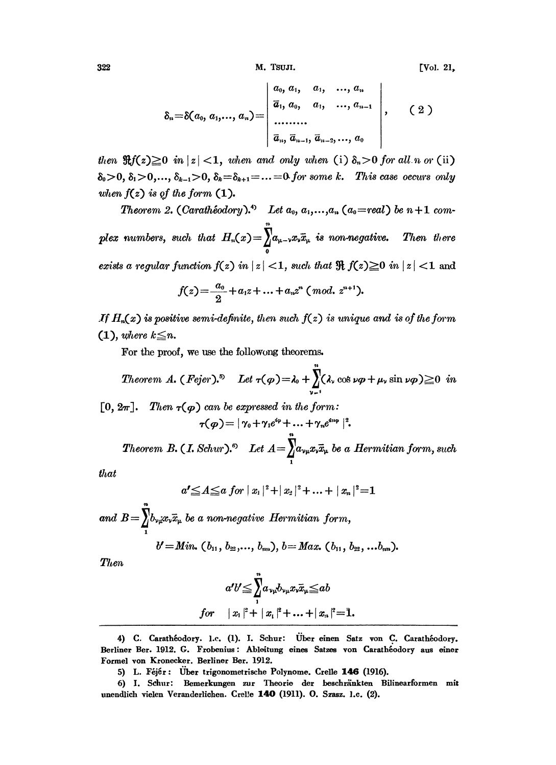$$\delta_n = \delta(a_0, a_1, \ldots, a_n) = \begin{vmatrix} a_0, & a_1, & a_1, & \ldots, & a_n \\ \bar{a}_1, & a_0, & a_1, & \ldots, & a_{n-1} \\ \ldots\ldots\ldots & & & & \\ \bar{a}_n, & \bar{a}_{n-1}, & \bar{a}_{n-2}, & \ldots, & a_0 \end{vmatrix}, \qquad (2)$$

*then* $\Re f(z) \geqq 0$ *in* $|z| < 1$, *when and only when* (i) $\delta_n > 0$ *for all* $n$ *or* (ii) $\delta_0 > 0, \delta_1 > 0, \ldots, \delta_{k-1} > 0, \delta_k = \delta_{k+1} = \ldots = 0$ *for some* $k$. *This case occurs only when* $f(z)$ *is of the form* (1).

*Theorem 2.* (*Carathéodory*).[4] *Let* $a_0, a_1, \ldots, a_n$ ($a_0$=*real*) *be* $n+1$ *complex numbers, such that* $H_n(x) = \sum_0^n a_{\mu-\nu} x_\nu \bar{x}_\mu$ *is non-negative. Then there exists a regular function* $f(z)$ *in* $|z| < 1$, *such that* $\Re f(z) \geqq 0$ *in* $|z| < 1$ and

$$f(z) = \frac{a_0}{2} + a_1 z + \ldots + a_n z^n \ (mod.\ z^{n+1}).$$

*If* $H_n(x)$ *is positive semi-definite, then such* $f(z)$ *is unique and is of the form* (1), *where* $k \leqq n$.

For the proof, we use the followong theorems.

*Theorem A.* (*Fejer*).[5] *Let* $\tau(\varphi) = \lambda_0 + \sum_{\nu=1}^n (\lambda_\nu \cos \nu\varphi + \mu_\nu \sin \nu\varphi) \geqq 0$ *in* $[0, 2\pi]$. *Then* $\tau(\varphi)$ *can be expressed in the form:*

$$\tau(\varphi) = |\gamma_0 + \gamma_1 e^{i\varphi} + \ldots + \gamma_n e^{in\varphi}|^2.$$

*Theorem B.* (*I. Schur*).[6] *Let* $A = \sum_1^n a_{\nu\mu} x_\nu \bar{x}_\mu$ *be a Hermitian form, such that*

$$a' \leqq A \leqq a \ for \ |x_1|^2 + |x_2|^2 + \ldots + |x_n|^2 = 1$$

*and* $B = \sum_1^n b_{\nu\mu} x_\nu \bar{x}_\mu$ *be a non-negative Hermitian form,*

$$b' = Min.\ (b_{11}, b_{22}, \ldots, b_{nn}),\ b = Max.\ (b_{11}, b_{22}, \ldots b_{nn}).$$

*Then*

$$a'b' \leqq \sum_1^n a_{\nu\mu} b_{\nu\mu} x_\nu \bar{x}_\mu \leqq ab$$

$$for \quad |x_1|^2 + |x_1|^2 + \ldots + |x_n|^2 = 1.$$

---

4) C. Carathéodory. l.c. (1). I. Schur: Über einen Satz von C. Carathéodory. Berliner Ber. 1912. G. Frobenius: Ableitung eines Satzes von Carathéodory aus einer Formel von Kronecker. Berliner Ber. 1912.

5) L. Féjér: Über trigonometrische Polynome. Crelle **146** (1916).

6) I. Schur: Bemerkungen zur Theorie der beschränkten Bilinearformen mit unendlich vielen Veranderlichen. Crelle **140** (1911). O. Szasz. l.c. (2).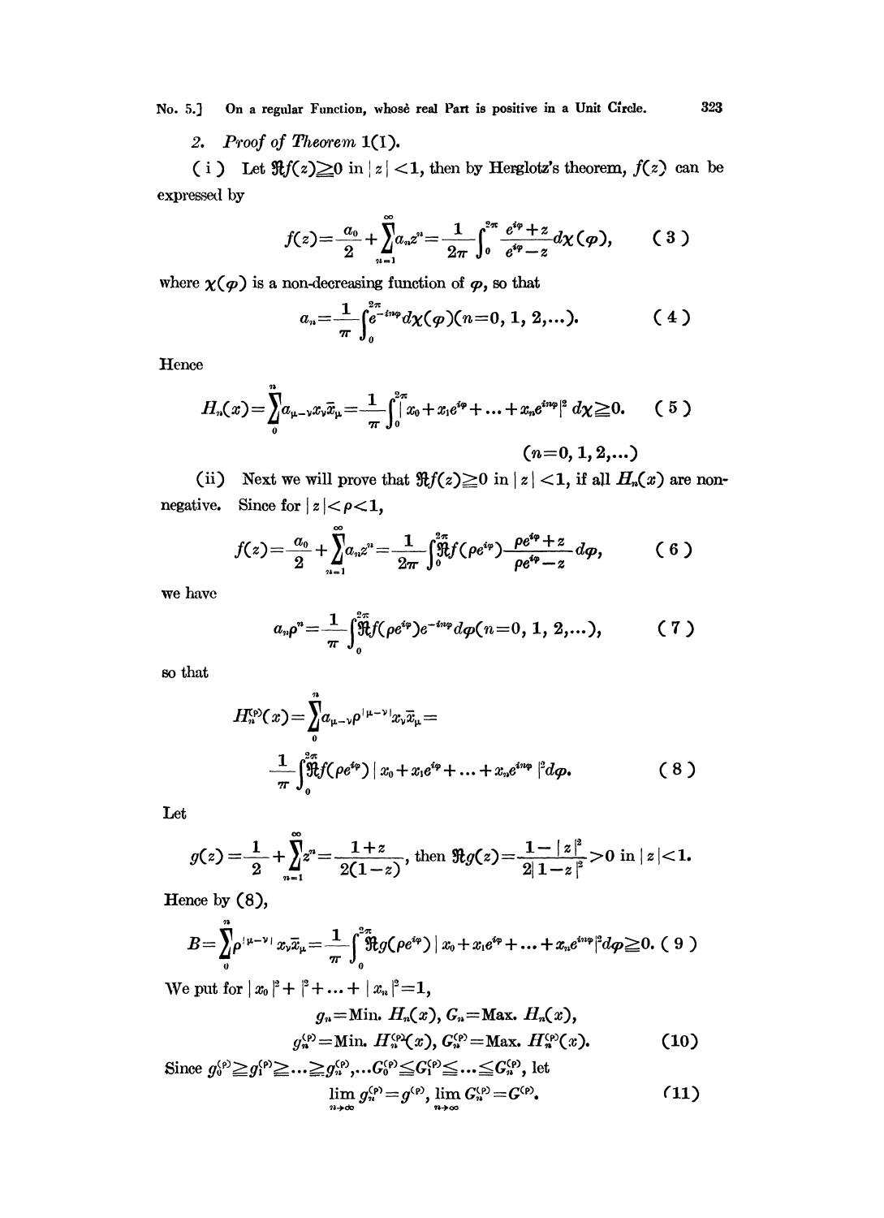## 2. *Proof of Theorem* 1(I).

(i) Let $\Re f(z) \geqq 0$ in $|z|<1$, then by Herglotz's theorem, $f(z)$ can be expressed by

$$f(z)=\frac{a_0}{2}+\sum_{n=1}^{\infty} a_n z^n=\frac{1}{2\pi}\int_0^{2\pi}\frac{e^{i\varphi}+z}{e^{i\varphi}-z}d\chi(\varphi), \tag{3}$$

where $\chi(\varphi)$ is a non-decreasing function of $\varphi$, so that

$$a_n=\frac{1}{\pi}\int_0^{2\pi} e^{-in\varphi}d\chi(\varphi)(n=0, 1, 2, \dots). \tag{4}$$

Hence

$$H_n(x)=\sum_0^n a_{\mu-\nu}x_\nu\bar{x}_\mu=\frac{1}{\pi}\int_0^{2\pi}|x_0+x_1e^{i\varphi}+\dots+x_ne^{in\varphi}|^2\, d\chi \geqq 0. \tag{5}$$

$$(n=0, 1, 2, \dots)$$

(ii) Next we will prove that $\Re f(z) \geqq 0$ in $|z|<1$, if all $H_n(x)$ are non-negative. Since for $|z|<\rho<1$,

$$f(z)=\frac{a_0}{2}+\sum_{n=1}^{\infty}a_n z^n=\frac{1}{2\pi}\int_0^{2\pi}\Re f(\rho e^{i\varphi})\frac{\rho e^{i\varphi}+z}{\rho e^{i\varphi}-z}d\varphi, \tag{6}$$

we have

$$a_n\rho^n=\frac{1}{\pi}\int_0^{2\pi}\Re f(\rho e^{i\varphi})e^{-in\varphi}d\varphi(n=0, 1, 2, \dots), \tag{7}$$

so that

$$H_n^{(\rho)}(x)=\sum_0^n a_{\mu-\nu}\rho^{|\mu-\nu|}x_\nu\bar{x}_\mu=$$

$$\frac{1}{\pi}\int_0^{2\pi}\Re f(\rho e^{i\varphi})\,|x_0+x_1e^{i\varphi}+\dots+x_ne^{in\varphi}|^2 d\varphi. \tag{8}$$

Let

$$g(z)=\frac{1}{2}+\sum_{n=1}^{\infty}z^n=\frac{1+z}{2(1-z)}, \text{ then } \Re g(z)=\frac{1-|z|^2}{2|1-z|^2}>0 \text{ in } |z|<1.$$

Hence by (8),

$$B=\sum_0^n \rho^{|\mu-\nu|}x_\nu\bar{x}_\mu=\frac{1}{\pi}\int_0^{2\pi}\Re g(\rho e^{i\varphi})\,|x_0+x_1e^{i\varphi}+\dots+x_ne^{in\varphi}|^2 d\varphi \geqq 0. \tag{9}$$

We put for $|x_0|^2+|^2+\dots+|x_n|^2=1$,

$$g_n=\text{Min. } H_n(x),\ G_n=\text{Max. } H_n(x),$$

$$g_n^{(\rho)}=\text{Min. } H_n^{(\rho)}(x),\ G_n^{(\rho)}=\text{Max. } H_n^{(\rho)}(x). \tag{10}$$

Since $g_0^{(\rho)} \geqq g_1^{(\rho)} \geqq \dots \geqq g_n^{(\rho)}, \dots G_0^{(\rho)} \leqq G_1^{(\rho)} \leqq \dots \leqq G_n^{(\rho)}$, let

$$\lim_{n\to\infty} g_n^{(\rho)}=g^{(\rho)},\ \lim_{n\to\infty} G_n^{(\rho)}=G^{(\rho)}. \tag{11}$$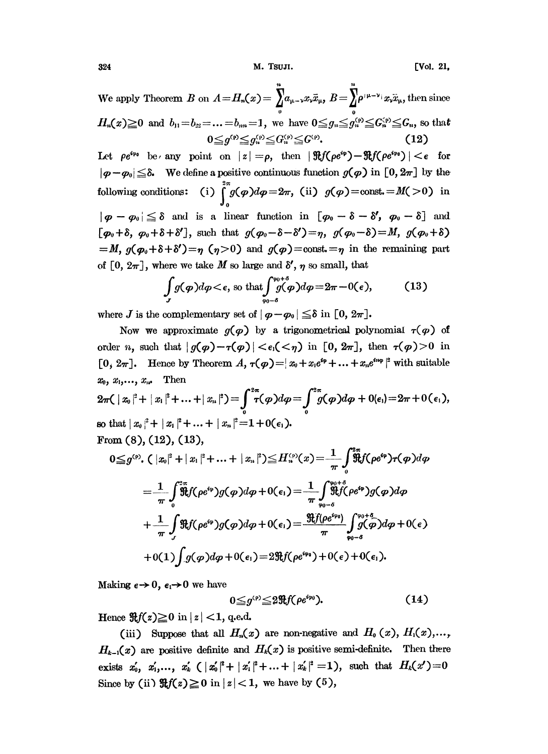We apply Theorem $B$ on $A=H_n(x)=\sum_0^n a_{\mu-\nu}x_\nu\bar{x}_\mu$, $B=\sum_0^n \rho^{|\mu-\nu|}x_\nu\bar{x}_\mu$, then since $H_n(x)\geqq 0$ and $b_{11}=b_{22}=\dots=b_{nn}=1$, we have $0\leqq g_n\leqq g_n^{(\rho)}\leqq G_n^{(\rho)}\leqq G_n$, so that

$$0\leqq g^{(\rho)}\leqq g_n^{(\rho)}\leqq G_n^{(\rho)}\leqq G^{(\rho)}. \tag{12}$$

Let $\rho e^{i\varphi_0}$ be any point on $|z|=\rho$, then $|\Re f(\rho e^{i\varphi})-\Re f(\rho e^{i\varphi_0})|<\epsilon$ for $|\varphi-\varphi_0|\leqq\delta$. We define a positive continuous function $g(\varphi)$ in $[0,2\pi]$ by the following conditions: (i) $\int_0^{2\pi} g(\varphi)d\varphi=2\pi$, (ii) $g(\varphi)=\text{const.}=M(>0)$ in $|\varphi-\varphi_0|\leqq\delta$ and is a linear function in $[\varphi_0-\delta-\delta', \varphi_0-\delta]$ and $[\varphi_0+\delta, \varphi_0+\delta+\delta']$, such that $g(\varphi_0-\delta-\delta')=\eta$, $g(\varphi_0-\delta)=M$, $g(\varphi_0+\delta)=M$, $g(\varphi_0+\delta+\delta')=\eta$ $(\eta>0)$ and $g(\varphi)=\text{const.}=\eta$ in the remaining part of $[0,2\pi]$, where we take $M$ so large and $\delta'$, $\eta$ so small, that

$$\int_J g(\varphi)d\varphi<\epsilon, \text{ so that} \int_{\varphi_0-\delta}^{\varphi_0+\delta} g(\varphi)d\varphi=2\pi-0(\epsilon), \tag{13}$$

where $J$ is the complementary set of $|\varphi-\varphi_0|\leqq\delta$ in $[0,2\pi]$.

Now we approximate $g(\varphi)$ by a trigonometrical polynomial $\tau(\varphi)$ of order $n$, such that $|g(\varphi)-\tau(\varphi)|<\epsilon_1(<\eta)$ in $[0,2\pi]$, then $\tau(\varphi)>0$ in $[0,2\pi]$. Hence by Theorem $A$, $\tau(\varphi)=|x_0+x_1e^{i\varphi}+\dots+x_ne^{in\varphi}|^2$ with suitable $x_0, x_1,\dots, x_n$. Then

$$2\pi(|x_0|^2+|x_1|^2+\dots+|x_n|^2)=\int_0^{2\pi}\tau(\varphi)d\varphi=\int_0^{2\pi}g(\varphi)d\varphi+0(\epsilon_1)=2\pi+0(\epsilon_1),$$

so that $|x_0|^2+|x_1|^2+\dots+|x_n|^2=1+0(\epsilon_1)$.

From (8), (12), (13),

$$\begin{aligned}
0\leqq g^{(\rho)}.(|x_0|^2+|x_1|^2+\dots+|x_n|^2)&\leqq H_n^{(\rho)}(x)=\frac{1}{\pi}\int_0^{2\pi}\Re f(\rho e^{i\varphi})\tau(\varphi)d\varphi\\
&=\frac{1}{\pi}\int_0^{2\pi}\Re f(\rho e^{i\varphi})g(\varphi)d\varphi+0(\epsilon_1)=\frac{1}{\pi}\int_{\varphi_0-\delta}^{\varphi_0+\delta}\Re f(\rho e^{i\varphi})g(\varphi)d\varphi\\
&+\frac{1}{\pi}\int_J\Re f(\rho e^{i\varphi})g(\varphi)d\varphi+0(\epsilon_1)=\frac{\Re f(\rho e^{i\varphi_0})}{\pi}\int_{\varphi_0-\delta}^{\varphi_0+\delta}g(\varphi)d\varphi+0(\epsilon)\\
&+0(1)\int_J g(\varphi)d\varphi+0(\epsilon_1)=2\Re f(\rho e^{i\varphi_0})+0(\epsilon)+0(\epsilon_1).
\end{aligned}$$

Making $\epsilon\to 0$, $\epsilon_1\to 0$ we have

$$0\leqq g^{(\rho)}\leqq 2\Re f(\rho e^{i\varphi_0}). \tag{14}$$

Hence $\Re f(z)\geqq 0$ in $|z|<1$, q.e.d.

(iii) Suppose that all $H_n(x)$ are non-negative and $H_0(x), H_1(x),\dots, H_{k-1}(x)$ are positive definite and $H_k(x)$ is positive semi-definite. Then there exists $x_0', x_1',\dots, x_k'$ $(|x_0'|^2+|x_1'|^2+\dots+|x_k'|^2=1)$, such that $H_k(x')=0$ Since by (ii) $\Re f(z)\geqq 0$ in $|z|<1$, we have by (5),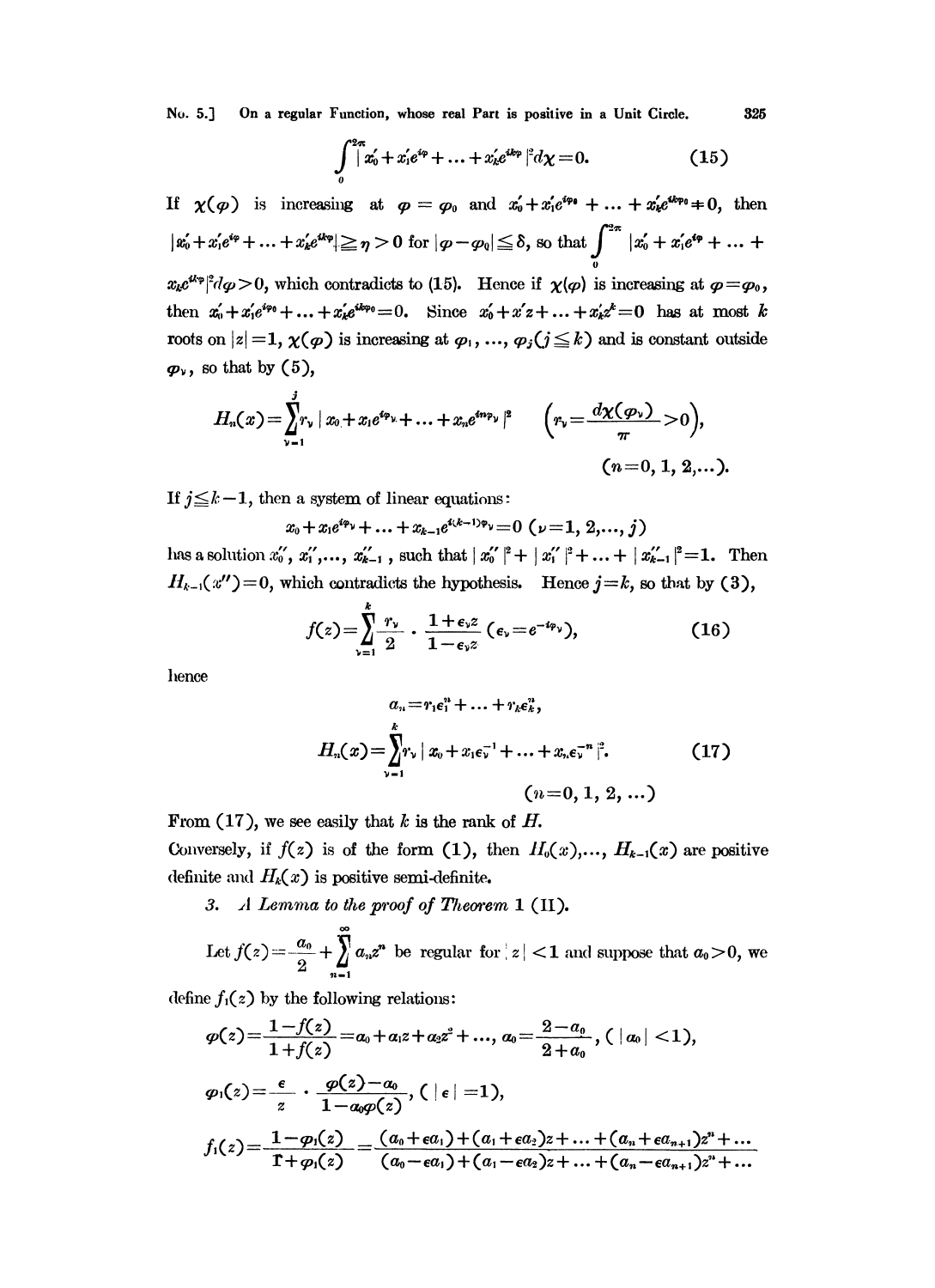$$\int_0^{2\pi} | x_0' + x_1' e^{i\varphi} + \dots + x_k' e^{ik\varphi} |^2 d\chi = 0. \tag{15}$$

If $\chi(\varphi)$ is increasing at $\varphi = \varphi_0$ and $x_0' + x_1' e^{i\varphi_0} + \dots + x_k' e^{ik\varphi_0} \neq 0$, then $|x_0' + x_1' e^{i\varphi} + \dots + x_k' e^{ik\varphi}| \geqq \eta > 0$ for $|\varphi - \varphi_0| \leqq \delta$, so that $\int_0^{2\pi} |x_0' + x_1' e^{i\varphi} + \dots + x_k' e^{ik\varphi}|^2 d\varphi > 0$, which contradicts to (15). Hence if $\chi(\varphi)$ is increasing at $\varphi = \varphi_0$, then $x_0' + x_1' e^{i\varphi_0} + \dots + x_k' e^{ik\varphi_0} = 0$. Since $x_0' + x' z + \dots + x_k' z^k = 0$ has at most $k$ roots on $|z| = 1$, $\chi(\varphi)$ is increasing at $\varphi_1, \dots, \varphi_j (j \leqq k)$ and is constant outside $\varphi_\nu$, so that by (5),

$$H_n(x) = \sum_{\nu=1}^{j} r_\nu | x_0 + x_1 e^{i\varphi_\nu} + \dots + x_n e^{in\varphi_\nu} |^2 \qquad \left( r_\nu = \frac{d\chi(\varphi_\nu)}{\pi} > 0 \right),$$

$$(n = 0, 1, 2, \dots).$$

If $j \leqq k - 1$, then a system of linear equations:

$$x_0 + x_1 e^{i\varphi_\nu} + \dots + x_{k-1} e^{i(k-1)\varphi_\nu} = 0 \ (\nu = 1, 2, \dots, j)$$

has a solution $x_0'', x_1'', \dots, x_{k-1}''$, such that $|x_0''|^2 + |x_1''|^2 + \dots + |x_{k-1}''|^2 = 1$. Then $H_{k-1}(x'') = 0$, which contradicts the hypothesis. Hence $j = k$, so that by (3),

$$f(z) = \sum_{\nu=1}^{k} \frac{r_\nu}{2} \cdot \frac{1 + \epsilon_\nu z}{1 - \epsilon_\nu z} \ (\epsilon_\nu = e^{-i\varphi_\nu}), \tag{16}$$

hence

$$a_n = r_1 \epsilon_1^n + \dots + r_k \epsilon_k^n,$$

$$H_n(x) = \sum_{\nu=1}^{k} r_\nu | x_0 + x_1 \epsilon_\nu^{-1} + \dots + x_n \epsilon_\nu^{-n} |^2. \tag{17}$$

$$(n = 0, 1, 2, \dots)$$

From (17), we see easily that $k$ is the rank of $H$.

Conversely, if $f(z)$ is of the form (1), then $H_0(x), \dots, H_{k-1}(x)$ are positive definite and $H_k(x)$ is positive semi-definite.

3. *A Lemma to the proof of Theorem* 1 (II).

Let $f(z) = \frac{a_0}{2} + \sum_{n=1}^{\infty} a_n z^n$ be regular for $|z| < 1$ and suppose that $a_0 > 0$, we define $f_1(z)$ by the following relations:

$$\varphi(z) = \frac{1 - f(z)}{1 + f(z)} = \alpha_0 + \alpha_1 z + \alpha_2 z^2 + \dots, \ \alpha_0 = \frac{2 - a_0}{2 + a_0}, \ (|\alpha_0| < 1),$$

$$\varphi_1(z) = \frac{\epsilon}{z} \cdot \frac{\varphi(z) - \alpha_0}{1 - \alpha_0 \varphi(z)}, \ (|\epsilon| = 1),$$

$$f_1(z) = \frac{1 - \varphi_1(z)}{1 + \varphi_1(z)} = \frac{(a_0 + \epsilon a_1) + (a_1 + \epsilon a_2) z + \dots + (a_n + \epsilon a_{n+1}) z^n + \dots}{(a_0 - \epsilon a_1) + (a_1 - \epsilon a_2) z + \dots + (a_n - \epsilon a_{n+1}) z^n + \dots}$$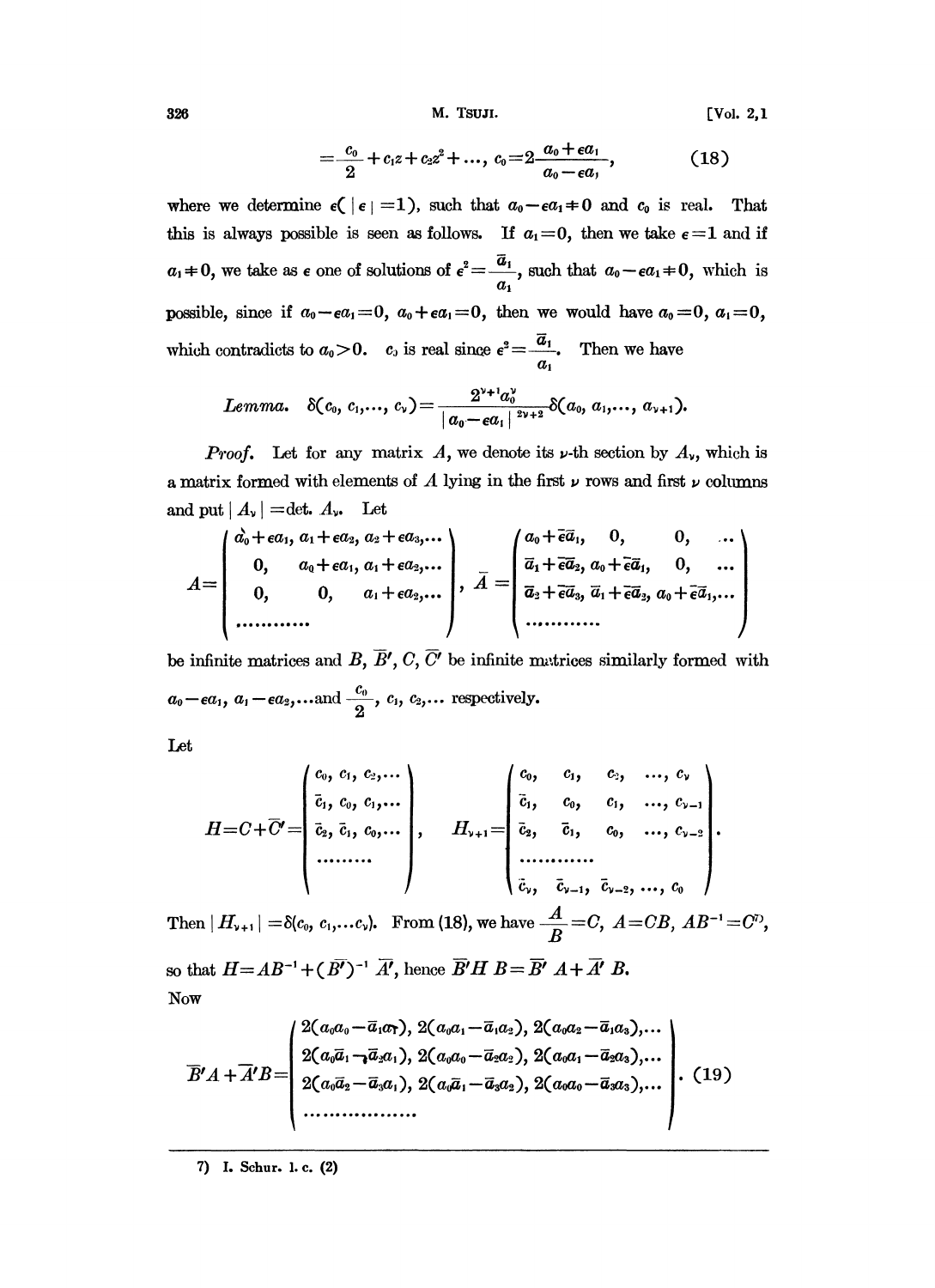$$= \frac{c_0}{2} + c_1 z + c_2 z^2 + \ldots, \quad c_0 = 2\frac{a_0 + \epsilon a_1}{a_0 - \epsilon a_1}, \tag{18}$$

where we determine $\epsilon(|\epsilon|=1)$, such that $a_0 - \epsilon a_1 \neq 0$ and $c_0$ is real. That this is always possible is seen as follows. If $a_1 = 0$, then we take $\epsilon = 1$ and if $a_1 \neq 0$, we take as $\epsilon$ one of solutions of $\epsilon^2 = \frac{\bar{a}_1}{a_1}$, such that $a_0 - \epsilon a_1 \neq 0$, which is possible, since if $a_0 - \epsilon a_1 = 0$, $a_0 + \epsilon a_1 = 0$, then we would have $a_0 = 0$, $a_1 = 0$, which contradicts to $a_0 > 0$. $c_0$ is real since $\epsilon^2 = \frac{\bar{a}_1}{a_1}$. Then we have

*Lemma.* $\delta(c_0, c_1, \ldots, c_\nu) = \dfrac{2^{\nu+1} a_0^\nu}{|a_0 - \epsilon a_1|^{2\nu+2}} \delta(a_0, a_1, \ldots, a_{\nu+1}).$

*Proof.* Let for any matrix $A$, we denote its $\nu$-th section by $A_\nu$, which is a matrix formed with elements of $A$ lying in the first $\nu$ rows and first $\nu$ columns and put $|A_\nu| = \det. A_\nu$. Let

$$A = \begin{pmatrix} a_0 + \epsilon a_1, & a_1 + \epsilon a_2, & a_2 + \epsilon a_3, \ldots \\ 0, & a_0 + \epsilon a_1, & a_1 + \epsilon a_2, \ldots \\ 0, & 0, & a_1 + \epsilon a_2, \ldots \\ \ldots\ldots\ldots\ldots \end{pmatrix}, \quad \bar{A}' = \begin{pmatrix} a_0 + \bar{\epsilon}\bar{a}_1, & 0, & 0, & \ldots \\ \bar{a}_1 + \bar{\epsilon}\bar{a}_2, & a_0 + \bar{\epsilon}\bar{a}_1, & 0, & \ldots \\ \bar{a}_2 + \bar{\epsilon}\bar{a}_3, & \bar{a}_1 + \bar{\epsilon}\bar{a}_2, & a_0 + \bar{\epsilon}\bar{a}_1, \ldots \\ \ldots\ldots\ldots\ldots \end{pmatrix}$$

be infinite matrices and $B$, $\bar{B}'$, $C$, $\bar{C}'$ be infinite matrices similarly formed with $a_0 - \epsilon a_1$, $a_1 - \epsilon a_2, \ldots$ and $\frac{c_0}{2}$, $c_1$, $c_2, \ldots$ respectively.

Let

$$H = C + \bar{C}' = \begin{pmatrix} c_0, & c_1, & c_2, \ldots \\ \bar{c}_1, & c_0, & c_1, \ldots \\ \bar{c}_2, & \bar{c}_1, & c_0, \ldots \\ \ldots\ldots\ldots \end{pmatrix}, \qquad H_{\nu+1} = \begin{pmatrix} c_0, & c_1, & c_2, & \ldots, & c_\nu \\ \bar{c}_1, & c_0, & c_1, & \ldots, & c_{\nu-1} \\ \bar{c}_2, & \bar{c}_1, & c_0, & \ldots, & c_{\nu-2} \\ \ldots\ldots\ldots\ldots \\ \bar{c}_\nu, & \bar{c}_{\nu-1}, & \bar{c}_{\nu-2}, & \ldots, & c_0 \end{pmatrix}.$$

Then $|H_{\nu+1}| = \delta(c_0, c_1, \ldots c_\nu)$. From (18), we have $\frac{A}{B} = C$, $A = CB$, $AB^{-1} = C$[7], so that $H = AB^{-1} + (\bar{B}')^{-1}\bar{A}'$, hence $\bar{B}' H B = \bar{B}' A + \bar{A}' B$.

Now

$$\bar{B}'A + \bar{A}'B = \begin{pmatrix} 2(a_0 a_0 - \bar{a}_1 a_1), & 2(a_0 a_1 - \bar{a}_1 a_2), & 2(a_0 a_2 - \bar{a}_1 a_3), \ldots \\ 2(a_0 \bar{a}_1 - \bar{a}_2 a_1), & 2(a_0 a_0 - \bar{a}_2 a_2), & 2(a_0 a_1 - \bar{a}_2 a_3), \ldots \\ 2(a_0 \bar{a}_2 - \bar{a}_3 a_1), & 2(a_0 \bar{a}_1 - \bar{a}_3 a_2), & 2(a_0 a_0 - \bar{a}_3 a_3), \ldots \\ \ldots\ldots\ldots\ldots\ldots\ldots \end{pmatrix}. \tag{19}$$

---

7) I. Schur. l. c. (2)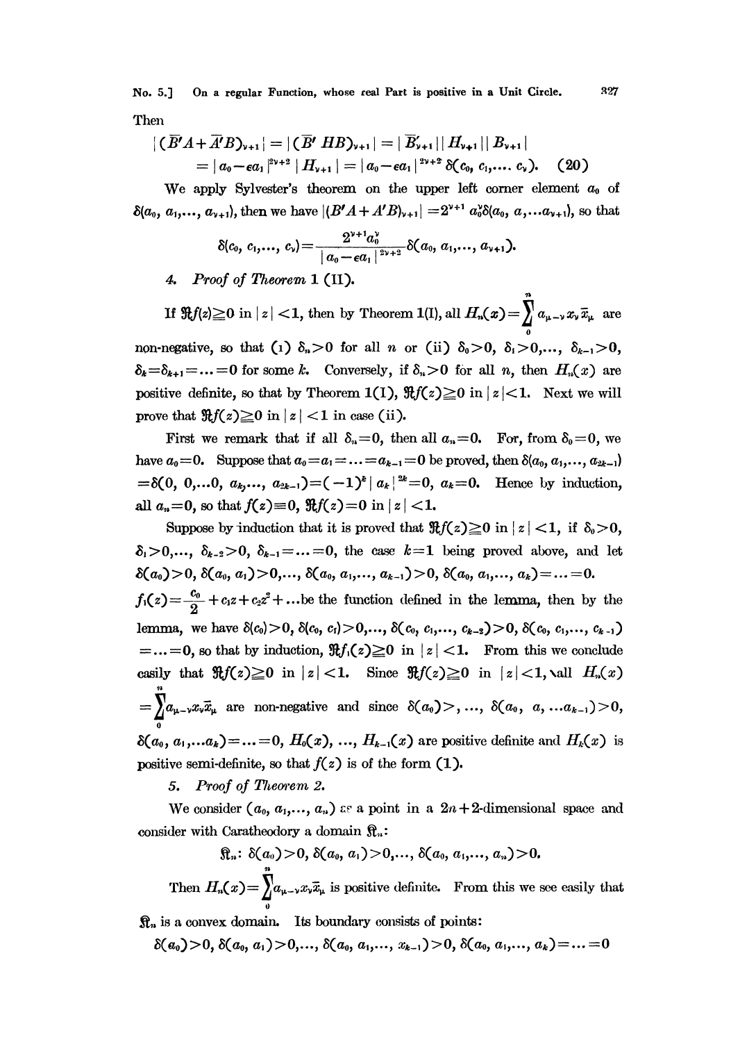Then

$$|(\overline{B}'A+\overline{A}'B)_{\nu+1}| = |(\overline{B}'\,HB)_{\nu+1}| = |\,\overline{B}'_{\nu+1}||\,H_{\nu+1}||\,B_{\nu+1}|$$
$$= |\,a_0-\epsilon a_1\,|^{2\nu+2}\,|\,H_{\nu+1}\,| = |\,a_0-\epsilon a_1\,|^{2\nu+2}\,\delta(c_0,\, c_1,\ldots\, c_\nu). \quad (20)$$

We apply Sylvester's theorem on the upper left corner element $a_0$ of $\delta(a_0, a_1,\ldots, a_{\nu+1})$, then we have $|(B'A+A'B)_{\nu+1}| = 2^{\nu+1}\, a_0^{\nu}\delta(a_0,\, a, \ldots a_{\nu+1})$, so that

$$\delta(c_0, c_1,\ldots, c_\nu) = \frac{2^{\nu+1}a_0^{\nu}}{|\,a_0-\epsilon a_1\,|^{2\nu+2}}\delta(a_0, a_1,\ldots, a_{\nu+1}).$$

4. *Proof of Theorem* 1 (II).

If $\Re f(z)\geqq 0$ in $|\,z\,|<1$, then by Theorem 1(I), all $H_n(x)=\sum\limits_0^n a_{\mu-\nu}x_\nu\bar{x}_\mu$ are non-negative, so that (1) $\delta_n>0$ for all $n$ or (ii) $\delta_0>0,\ \delta_1>0,\ldots,\ \delta_{k-1}>0,\ \delta_k=\delta_{k+1}=\ldots=0$ for some $k$. Conversely, if $\delta_n>0$ for all $n$, then $H_n(x)$ are positive definite, so that by Theorem 1(I), $\Re f(z)\geqq 0$ in $|\,z\,|<1$. Next we will prove that $\Re f(z)\geqq 0$ in $|\,z\,|<1$ in case (ii).

First we remark that if all $\delta_n=0$, then all $a_n=0$. For, from $\delta_0=0$, we have $a_0=0$. Suppose that $a_0=a_1=\ldots=a_{k-1}=0$ be proved, then $\delta(a_0, a_1,\ldots, a_{2k-1}) =\delta(0,\ 0,\ldots 0,\ a_k,\ldots,\ a_{2k-1})=(-1)^k\,|\,a_k\,|^{2k}=0,\ a_k=0$. Hence by induction, all $a_n=0$, so that $f(z)\equiv 0$, $\Re f(z)=0$ in $|\,z\,|<1$.

Suppose by induction that it is proved that $\Re f(z)\geqq 0$ in $|\,z\,|<1$, if $\delta_0>0,\ \delta_1>0,\ldots,\ \delta_{k-2}>0,\ \delta_{k-1}=\ldots=0$, the case $k=1$ being proved above, and let $\delta(a_0)>0,\ \delta(a_0,\, a_1)>0,\ldots,\ \delta(a_0,\, a_1,\ldots,\, a_{k-1})>0,\ \delta(a_0,\, a_1,\ldots,\, a_k)=\ldots=0$. $f_1(z)=\frac{c_0}{2}+c_1z+c_2z^2+\ldots$ be the function defined in the lemma, then by the lemma, we have $\delta(c_0)>0,\ \delta(c_0,\, c_1)>0,\ldots,\ \delta(c_0,\, c_1,\ldots,\, c_{k-2})>0,\ \delta(c_0,\, c_1,\ldots,\, c_{k-1}) =\ldots=0$, so that by induction, $\Re f_1(z)\geqq 0$ in $|\,z\,|<1$. From this we conclude easily that $\Re f(z)\geqq 0$ in $|\,z\,|<1$. Since $\Re f(z)\geqq 0$ in $|\,z\,|<1$, all $H_n(x) =\sum\limits_0^n a_{\mu-\nu}x_\nu\bar{x}_\mu$ are non-negative and since $\delta(a_0)>,\ldots,\ \delta(a_0,\ a,\ \ldots a_{k-1})>0$, $\delta(a_0,\, a_1,\ldots a_k)=\ldots=0$, $H_0(x),\ \ldots,\ H_{k-1}(x)$ are positive definite and $H_k(x)$ is positive semi-definite, so that $f(z)$ is of the form (1).

5. *Proof of Theorem* 2.

We consider $(a_0, a_1,\ldots, a_n)$ as a point in a $2n+2$-dimensional space and consider with Caratheodory a domain $\mathfrak{K}_n$:

$$\mathfrak{K}_n:\ \delta(a_0)>0,\ \delta(a_0,\, a_1)>0,\ldots,\ \delta(a_0,\, a_1,\ldots,\, a_n)>0.$$

Then $H_n(x)=\sum\limits_0^n a_{\mu-\nu}x_\nu\bar{x}_\mu$ is positive definite. From this we see easily that $\mathfrak{K}_n$ is a convex domain. Its boundary consists of points:

$$\delta(a_0)>0,\ \delta(a_0,\, a_1)>0,\ldots,\ \delta(a_0,\, a_1,\ldots,\, x_{k-1})>0,\ \delta(a_0,\, a_1,\ldots,\, a_k)=\ldots=0$$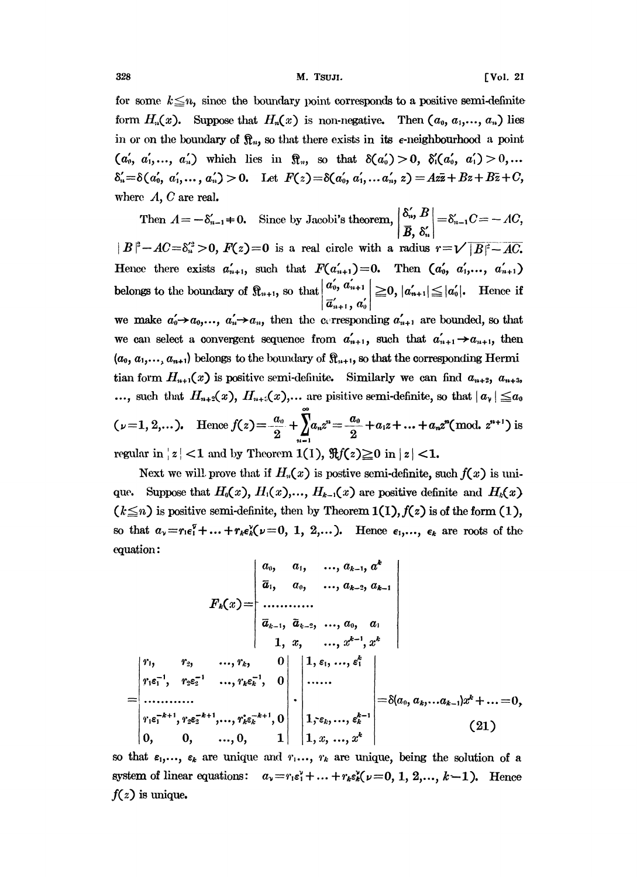for some $k \leqq n$, since the boundary point corresponds to a positive semi-definite form $H_n(x)$. Suppose that $H_n(x)$ is non-negative. Then $(a_0, a_1, \dots, a_n)$ lies in or on the boundary of $\mathfrak{R}_n$, so that there exists in its $\epsilon$-neighbourhood a point $(a_0', a_1', \dots, a_n')$ which lies in $\mathfrak{R}_n$, so that $\delta(a_0') > 0$, $\delta_1'(a_0', a_1') > 0, \dots$ $\delta_n' = \delta(a_0', a_1', \dots, a_n') > 0$. Let $F(z) = \delta(a_0', a_1', \dots a_n', z) = Az\bar{z} + Bz + B\bar{z} + C$, where $A$, $C$ are real.

Then $A = -\delta_{n-1}' \neq 0$. Since by Jacobi's theorem, $\begin{vmatrix} \delta_n', B \\ \bar{B}, \delta_n' \end{vmatrix} = \delta_{n-1}' C = -AC$, $|B|^2 - AC = \delta_n'^2 > 0$, $F(z) = 0$ is a real circle with a radius $r = \sqrt{|B|^2 - AC}$. Hence there exists $a_{n+1}'$, such that $F(a_{n+1}') = 0$. Then $(a_0', a_1', \dots, a_{n+1}')$ belongs to the boundary of $\mathfrak{R}_{n+1}$, so that $\begin{vmatrix} a_0', a_{n+1}' \\ \bar{a}_{n+1}', a_0' \end{vmatrix} \geqq 0$, $|a_{n+1}'| \leqq |a_0'|$. Hence if we make $a_0' \to a_0, \dots, a_n' \to a_n$, then the corresponding $a_{n+1}'$ are bounded, so that we can select a convergent sequence from $a_{n+1}'$, such that $a_{n+1}' \to a_{n+1}$, then $(a_0, a_1, \dots, a_{n+1})$ belongs to the boundary of $\mathfrak{R}_{n+1}$, so that the corresponding Hermitian form $H_{n+1}(x)$ is positive semi-definite. Similarly we can find $a_{n+2}, a_{n+3}, \dots$, such that $H_{n+2}(x), H_{n+3}(x), \dots$ are pisitive semi-definite, so that $|a_\nu| \leqq a_0$ $(\nu = 1, 2, \dots)$. Hence $f(z) = \frac{a_0}{2} + \sum_{n=1}^{\infty} a_n z^n = \frac{a_0}{2} + a_1 z + \dots + a_n z^n (\text{mod. } z^{n+1})$ is regular in $|z| < 1$ and by Theorem 1(I), $\Re f(z) \geqq 0$ in $|z| < 1$.

Next we will prove that if $H_n(x)$ is postive semi-definite, such $f(x)$ is unique. Suppose that $H_0(x), H_1(x), \dots, H_{k-1}(x)$ are positive definite and $H_k(x)$ $(k \leqq n)$ is positive semi-definite, then by Theorem 1(I), $f(z)$ is of the form (1), so that $a_\nu = r_1 \epsilon_1^\nu + \dots + r_k \epsilon_k^\nu (\nu = 0, 1, 2, \dots)$. Hence $\epsilon_1, \dots, \epsilon_k$ are roots of the equation:

$$
F_k(x) = \begin{vmatrix} a_0, & a_1, & \dots, a_{k-1}, a^k \\ \bar{a}_1, & a_0, & \dots, a_{k-2}, a_{k-1} \\ \dots\dots\dots\dots & & \\ \bar{a}_{k-1}, & \bar{a}_{k-2}, & \dots, a_0, \quad a_1 \\ 1, & x, & \dots, x^{k-1}, x^k \end{vmatrix}
$$

$$
= \begin{vmatrix} r_1, & r_2, & \dots, r_k, & 0 \\ r_1\epsilon_1^{-1}, & r_2\epsilon_2^{-1} & \dots, r_k\epsilon_k^{-1}, & 0 \\ \dots\dots\dots\dots & & & \\ r_1\epsilon_1^{-k+1}, & r_2\epsilon_2^{-k+1}, & \dots, r_k\epsilon_k^{-k+1}, & 0 \\ 0, & 0, & \dots, 0, & 1 \end{vmatrix} \cdot \begin{vmatrix} 1, \epsilon_1, \dots, \epsilon_1^k \\ \dots\dots \\ \\ 1, \epsilon_k, \dots, \epsilon_k^{k-1} \\ 1, x, \dots, x^k \end{vmatrix} = \delta(a_0, a_k, \dots a_{k-1}) x^k + \dots = 0, \tag{21}
$$

so that $\epsilon_1, \dots, \epsilon_k$ are unique and $r_1, \dots, r_k$ are unique, being the solution of a system of linear equations: $a_\nu = r_1 \epsilon_1^\nu + \dots + r_k \epsilon_k^\nu (\nu = 0, 1, 2, \dots, k-1)$. Hence $f(z)$ is unique.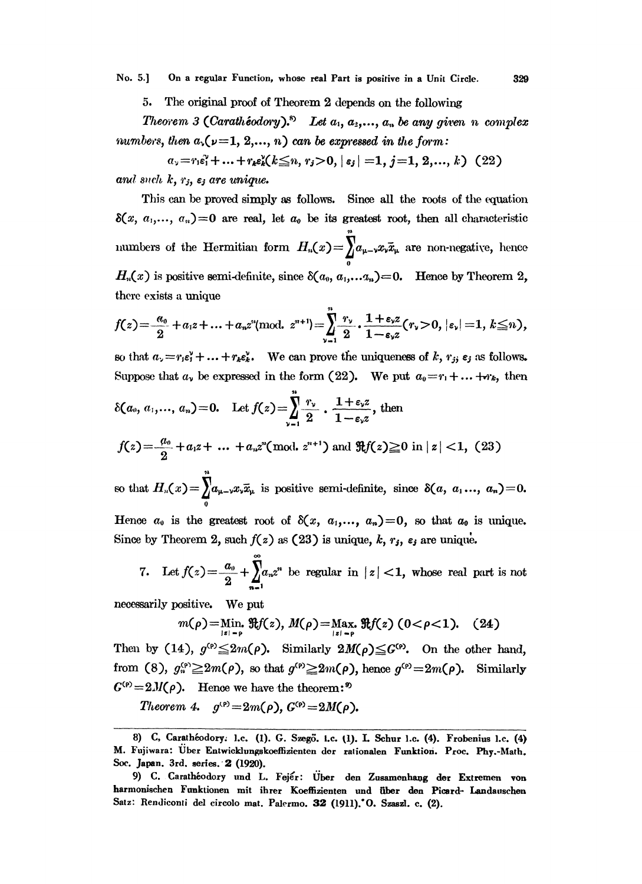5. The original proof of Theorem 2 depends on the following

*Theorem 3 (Carathéodory).*[8] *Let $a_1, a_2, \dots, a_n$ be any given $n$ complex numbers, then $a_\nu (\nu=1, 2, \dots, n)$ can be expressed in the form:*

$$a_\nu = r_1\varepsilon_1^\nu + \dots + r_k\varepsilon_k^\nu (k \leqq n, r_j > 0, |\varepsilon_j| = 1, j=1, 2, \dots, k) \quad (22)$$

*and such $k$, $r_j$, $\varepsilon_j$ are unique.*

This can be proved simply as follows. Since all the roots of the equation $\delta(x, a_1, \dots, a_n) = 0$ are real, let $a_0$ be its greatest root, then all characteristic numbers of the Hermitian form $H_n(x) = \sum_0^n a_{\mu-\nu} x_\nu \bar{x}_\mu$ are non-negative, hence $H_n(x)$ is positive semi-definite, since $\delta(a_0, a_1, \dots a_n) = 0$. Hence by Theorem 2, there exists a unique

$$f(z) = \frac{a_0}{2} + a_1 z + \dots + a_n z^n (\text{mod. } z^{n+1}) = \sum_{\nu=1}^n \frac{r_\nu}{2} \cdot \frac{1+\varepsilon_\nu z}{1-\varepsilon_\nu z} (r_\nu > 0, |\varepsilon_\nu| = 1, k \leqq n),$$

so that $a_\nu = r_1\varepsilon_1^\nu + \dots + r_k\varepsilon_k^\nu$. We can prove the uniqueness of $k$, $r_j$, $\varepsilon_j$ as follows. Suppose that $a_\nu$ be expressed in the form (22). We put $a_0 = r_1 + \dots + r_k$, then $\delta(a_0, a_1, \dots, a_n) = 0$. Let $f(z) = \sum_{\nu=1}^n \frac{r_\nu}{2} \cdot \frac{1+\varepsilon_\nu z}{1-\varepsilon_\nu z}$, then

$$f(z) = \frac{a_0}{2} + a_1 z + \dots + a_n z^n (\text{mod. } z^{n+1}) \text{ and } \Re f(z) \geqq 0 \text{ in } |z| < 1, \quad (23)$$

so that $H_n(x) = \sum_0^n a_{\mu-\nu} x_\nu \bar{x}_\mu$ is positive semi-definite, since $\delta(a, a_1 \dots, a_n) = 0$. Hence $a_0$ is the greatest root of $\delta(x, a_1, \dots, a_n) = 0$, so that $a_0$ is unique. Since by Theorem 2, such $f(z)$ as (23) is unique, $k$, $r_j$, $\varepsilon_j$ are unique.

7. Let $f(z) = \frac{a_0}{2} + \sum_{n=1}^\infty a_n z^n$ be regular in $|z| < 1$, whose real part is not necessarily positive. We put

$$m(\rho) = \underset{|z|=\rho}{\text{Min.}}\, \Re f(z),\ M(\rho) = \underset{|z|=\rho}{\text{Max.}}\, \Re f(z)\ (0 < \rho < 1). \quad (24)$$

Then by (14), $g^{(\rho)} \leqq 2m(\rho)$. Similarly $2M(\rho) \leqq G^{(\rho)}$. On the other hand, from (8), $g_n^{(\rho)} \geqq 2m(\rho)$, so that $g^{(\rho)} \geqq 2m(\rho)$, hence $g^{(\rho)} = 2m(\rho)$. Similarly $G^{(\rho)} = 2M(\rho)$. Hence we have the theorem:[9]

*Theorem 4.* $g^{(\rho)} = 2m(\rho)$, $G^{(\rho)} = 2M(\rho)$.

---

8) C. Carathéodory: l.c. (1). G. Szegö. l.c. (1). I. Schur l.c. (4). Frobenius l.c. (4) M. Fujiwara: Über Entwicklungskoeffizienten der rationalen Funktion. Proc. Phy.-Math. Soc. Japan. 3rd. series. 2 (1920).

9) C. Carathéodory und L. Fejér: Über den Zusamenhang der Extremen von harmonischen Funktionen mit ihrer Koeffizienten und über den Picard- Landauschen Satz: Rendiconti del circolo mat. Palermo. 32 (1911). O. Szaszl. c. (2).